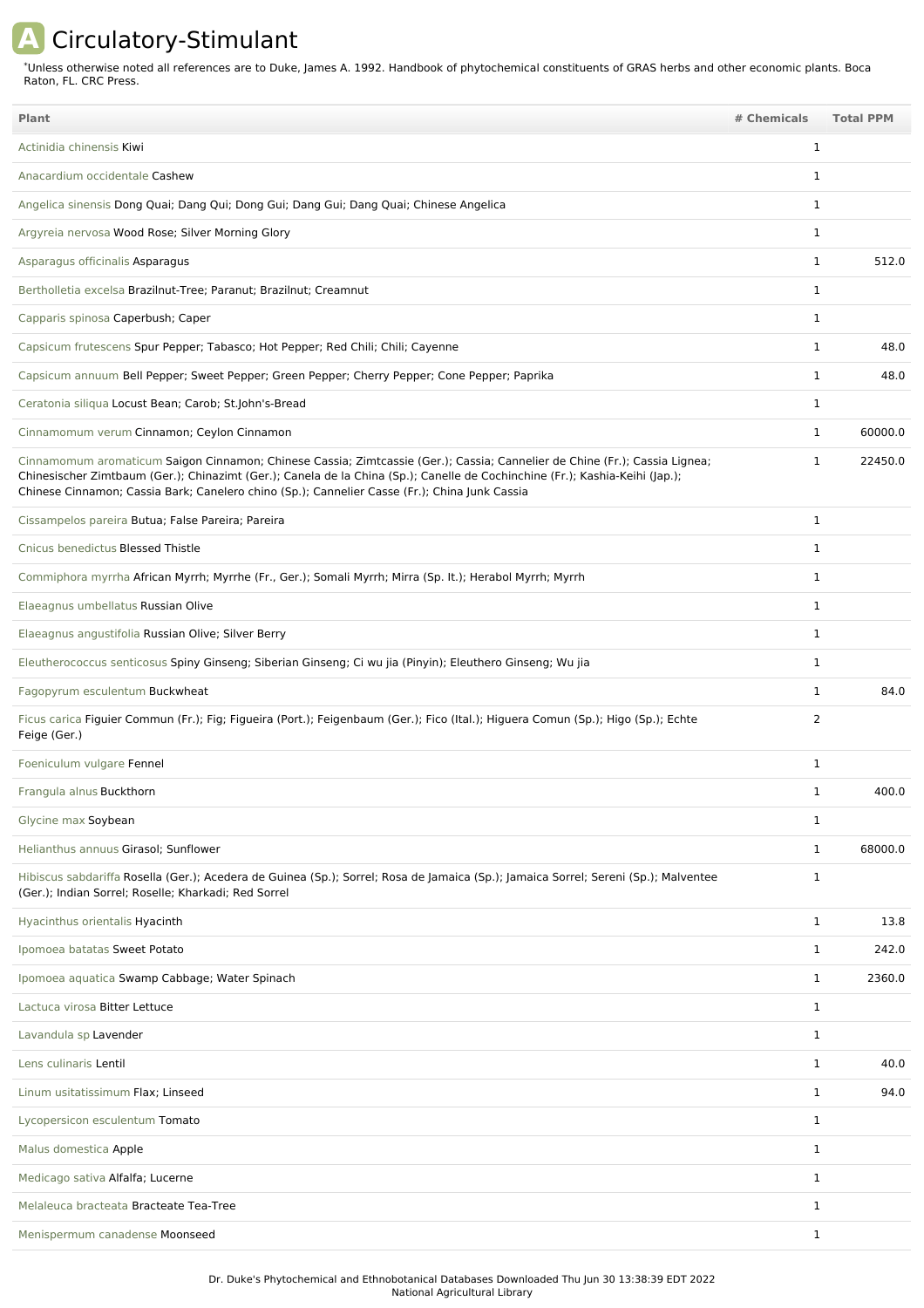# A Circulatory-Stimulant

*Unless otherwise noted all references are to Duke, James A. 1992. Handbook of phytochemical constituents of GRAS herbs and other economic plants. Boca Raton, FL. CRC Press.

| Plant | # Chemicals | Total PPM |
|---|---|---|
| Actinidia chinensis Kiwi | 1 | |
| Anacardium occidentale Cashew | 1 | |
| Angelica sinensis Dong Quai; Dang Qui; Dong Gui; Dang Gui; Dang Quai; Chinese Angelica | 1 | |
| Argyreia nervosa Wood Rose; Silver Morning Glory | 1 | |
| Asparagus officinalis Asparagus | 1 | 512.0 |
| Bertholletia excelsa Brazilnut-Tree; Paranut; Brazilnut; Creamnut | 1 | |
| Capparis spinosa Caperbush; Caper | 1 | |
| Capsicum frutescens Spur Pepper; Tabasco; Hot Pepper; Red Chili; Chili; Cayenne | 1 | 48.0 |
| Capsicum annuum Bell Pepper; Sweet Pepper; Green Pepper; Cherry Pepper; Cone Pepper; Paprika | 1 | 48.0 |
| Ceratonia siliqua Locust Bean; Carob; St.John's-Bread | 1 | |
| Cinnamomum verum Cinnamon; Ceylon Cinnamon | 1 | 60000.0 |
| Cinnamomum aromaticum Saigon Cinnamon; Chinese Cassia; Zimtcassie (Ger.); Cassia; Cannelier de Chine (Fr.); Cassia Lignea; Chinesischer Zimtbaum (Ger.); Chinazimt (Ger.); Canela de la China (Sp.); Canelle de Cochinchine (Fr.); Kashia-Keihi (Jap.); Chinese Cinnamon; Cassia Bark; Canelero chino (Sp.); Cannelier Casse (Fr.); China Junk Cassia | 1 | 22450.0 |
| Cissampelos pareira Butua; False Pareira; Pareira | 1 | |
| Cnicus benedictus Blessed Thistle | 1 | |
| Commiphora myrrha African Myrrh; Myrrhe (Fr., Ger.); Somali Myrrh; Mirra (Sp. It.); Herabol Myrrh; Myrrh | 1 | |
| Elaeagnus umbellatus Russian Olive | 1 | |
| Elaeagnus angustifolia Russian Olive; Silver Berry | 1 | |
| Eleutherococcus senticosus Spiny Ginseng; Siberian Ginseng; Ci wu jia (Pinyin); Eleuthero Ginseng; Wu jia | 1 | |
| Fagopyrum esculentum Buckwheat | 1 | 84.0 |
| Ficus carica Figuier Commun (Fr.); Fig; Figueira (Port.); Feigenbaum (Ger.); Fico (Ital.); Higuera Comun (Sp.); Higo (Sp.); Echte Feige (Ger.) | 2 | |
| Foeniculum vulgare Fennel | 1 | |
| Frangula alnus Buckthorn | 1 | 400.0 |
| Glycine max Soybean | 1 | |
| Helianthus annuus Girasol; Sunflower | 1 | 68000.0 |
| Hibiscus sabdariffa Rosella (Ger.); Acedera de Guinea (Sp.); Sorrel; Rosa de Jamaica (Sp.); Jamaica Sorrel; Sereni (Sp.); Malventee (Ger.); Indian Sorrel; Roselle; Kharkadi; Red Sorrel | 1 | |
| Hyacinthus orientalis Hyacinth | 1 | 13.8 |
| Ipomoea batatas Sweet Potato | 1 | 242.0 |
| Ipomoea aquatica Swamp Cabbage; Water Spinach | 1 | 2360.0 |
| Lactuca virosa Bitter Lettuce | 1 | |
| Lavandula sp Lavender | 1 | |
| Lens culinaris Lentil | 1 | 40.0 |
| Linum usitatissimum Flax; Linseed | 1 | 94.0 |
| Lycopersicon esculentum Tomato | 1 | |
| Malus domestica Apple | 1 | |
| Medicago sativa Alfalfa; Lucerne | 1 | |
| Melaleuca bracteata Bracteate Tea-Tree | 1 | |
| Menispermum canadense Moonseed | 1 | |

Dr. Duke's Phytochemical and Ethnobotanical Databases Downloaded Thu Jun 30 13:38:39 EDT 2022
National Agricultural Library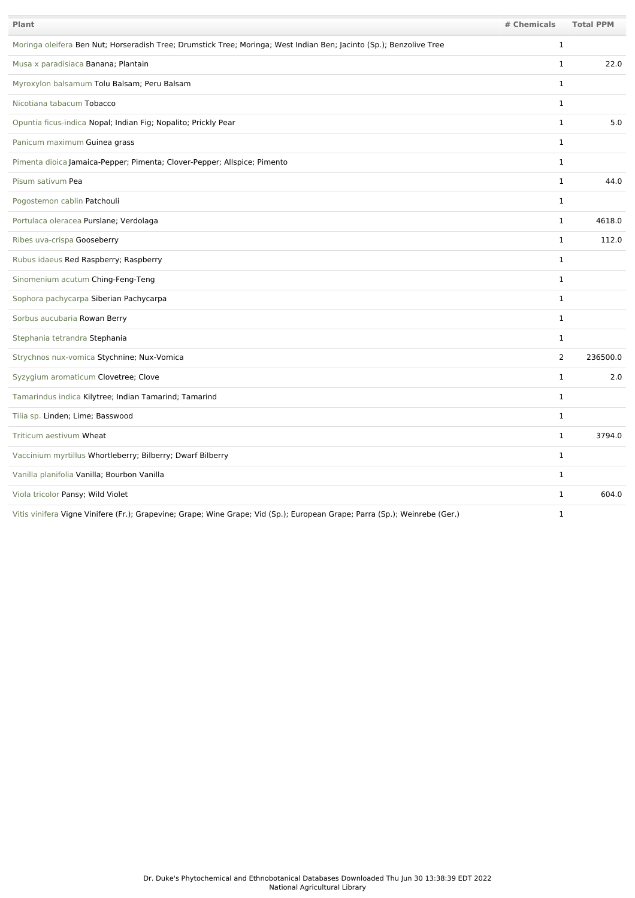| Plant | # Chemicals | Total PPM |
| --- | --- | --- |
| Moringa oleifera Ben Nut; Horseradish Tree; Drumstick Tree; Moringa; West Indian Ben; Jacinto (Sp.); Benzolive Tree | 1 | |
| Musa x paradisiaca Banana; Plantain | 1 | 22.0 |
| Myroxylon balsamum Tolu Balsam; Peru Balsam | 1 | |
| Nicotiana tabacum Tobacco | 1 | |
| Opuntia ficus-indica Nopal; Indian Fig; Nopalito; Prickly Pear | 1 | 5.0 |
| Panicum maximum Guinea grass | 1 | |
| Pimenta dioica Jamaica-Pepper; Pimenta; Clover-Pepper; Allspice; Pimento | 1 | |
| Pisum sativum Pea | 1 | 44.0 |
| Pogostemon cablin Patchouli | 1 | |
| Portulaca oleracea Purslane; Verdolaga | 1 | 4618.0 |
| Ribes uva-crispa Gooseberry | 1 | 112.0 |
| Rubus idaeus Red Raspberry; Raspberry | 1 | |
| Sinomenium acutum Ching-Feng-Teng | 1 | |
| Sophora pachycarpa Siberian Pachycarpa | 1 | |
| Sorbus aucubaria Rowan Berry | 1 | |
| Stephania tetrandra Stephania | 1 | |
| Strychnos nux-vomica Stychnine; Nux-Vomica | 2 | 236500.0 |
| Syzygium aromaticum Clovetree; Clove | 1 | 2.0 |
| Tamarindus indica Kilytree; Indian Tamarind; Tamarind | 1 | |
| Tilia sp. Linden; Lime; Basswood | 1 | |
| Triticum aestivum Wheat | 1 | 3794.0 |
| Vaccinium myrtillus Whortleberry; Bilberry; Dwarf Bilberry | 1 | |
| Vanilla planifolia Vanilla; Bourbon Vanilla | 1 | |
| Viola tricolor Pansy; Wild Violet | 1 | 604.0 |
| Vitis vinifera Vigne Vinifere (Fr.); Grapevine; Grape; Wine Grape; Vid (Sp.); European Grape; Parra (Sp.); Weinrebe (Ger.) | 1 | |

Dr. Duke's Phytochemical and Ethnobotanical Databases Downloaded Thu Jun 30 13:38:39 EDT 2022
National Agricultural Library